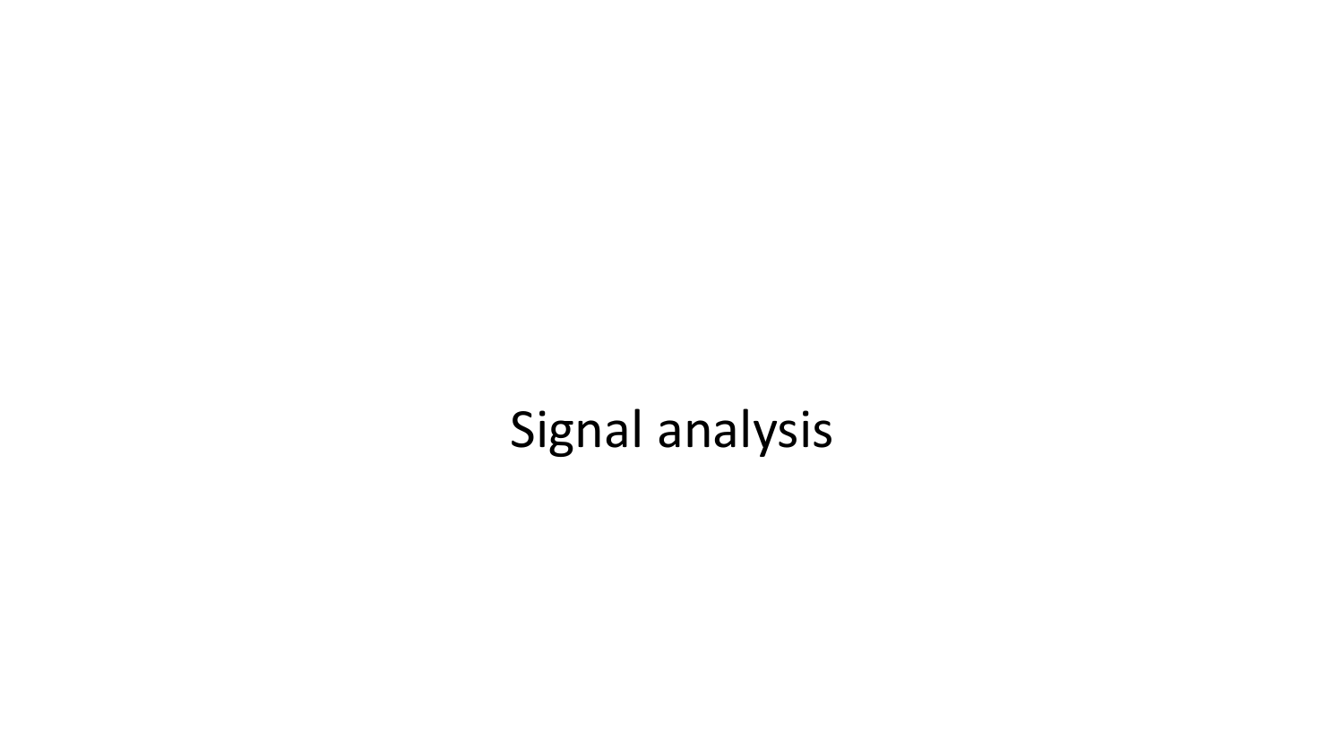# Signal analysis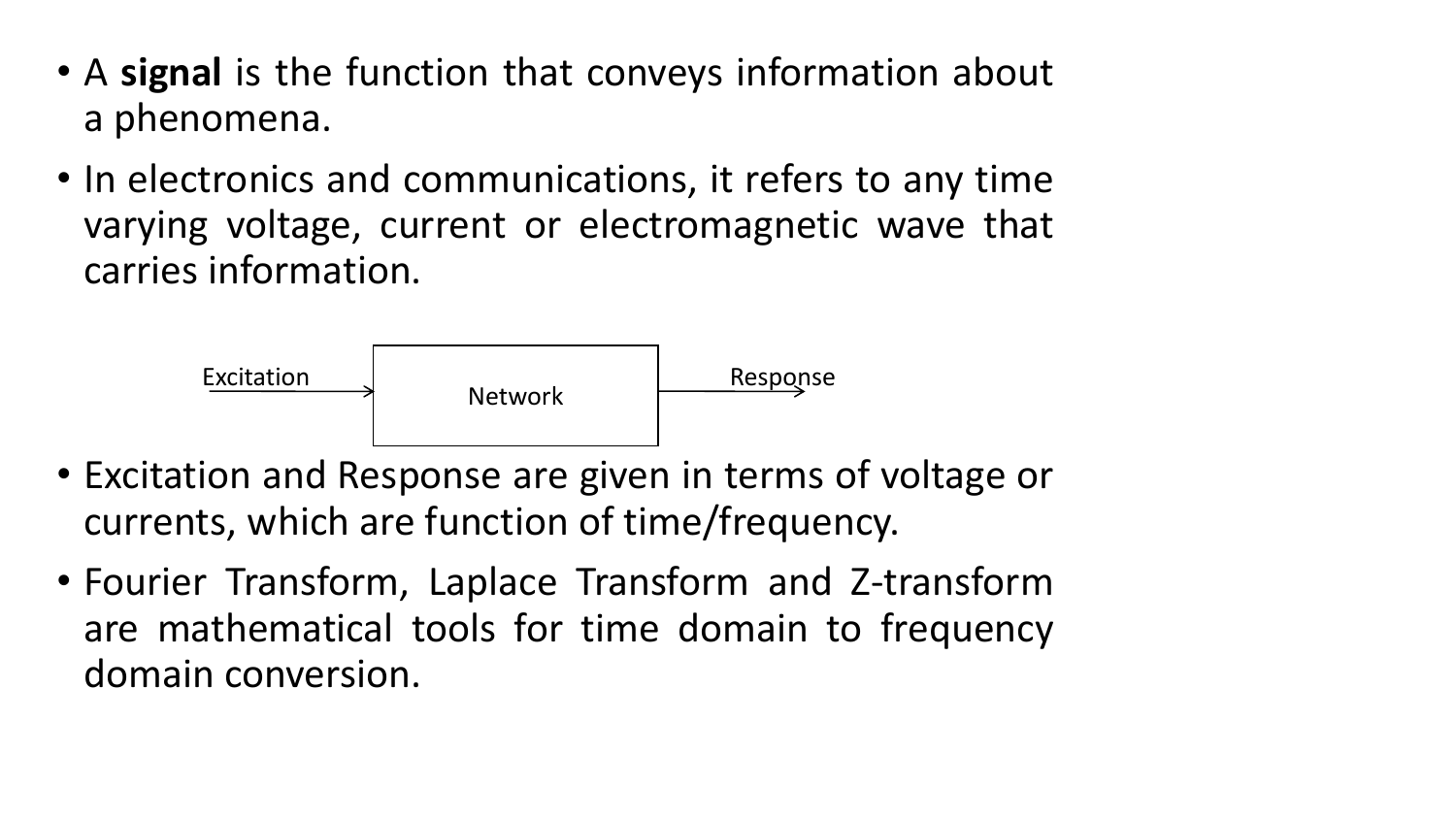- A **signal** is the function that conveys information about a phenomena.
- In electronics and communications, it refers to any time varying voltage, current or electromagnetic wave that carries information.

Excitation → Network → Response

- Excitation and Response are given in terms of voltage or currents, which are function of time/frequency.
- Fourier Transform, Laplace Transform and Z-transform are mathematical tools for time domain to frequency domain conversion.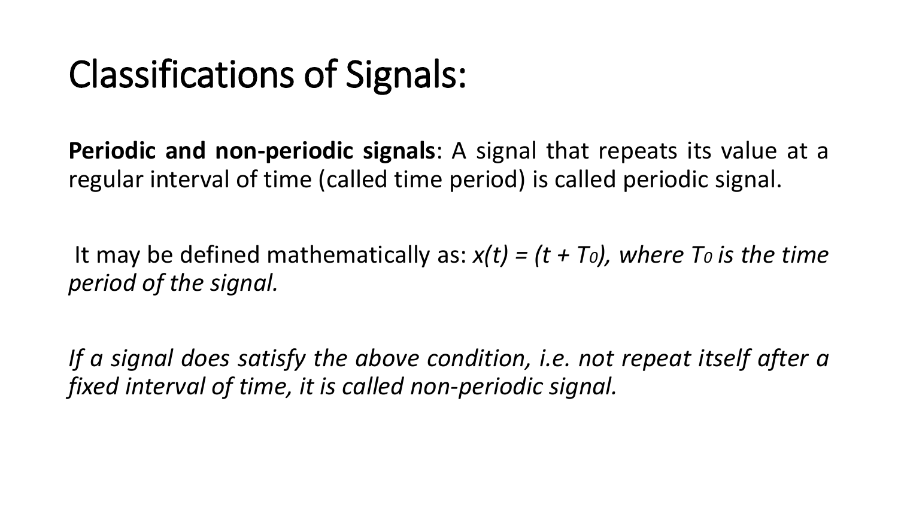# Classifications of Signals:

**Periodic and non-periodic signals**: A signal that repeats its value at a regular interval of time (called time period) is called periodic signal.

It may be defined mathematically as: $x(t) = (t + T_0)$, *where* $T_0$ *is the time period of the signal.*

*If a signal does satisfy the above condition, i.e. not repeat itself after a fixed interval of time, it is called non-periodic signal.*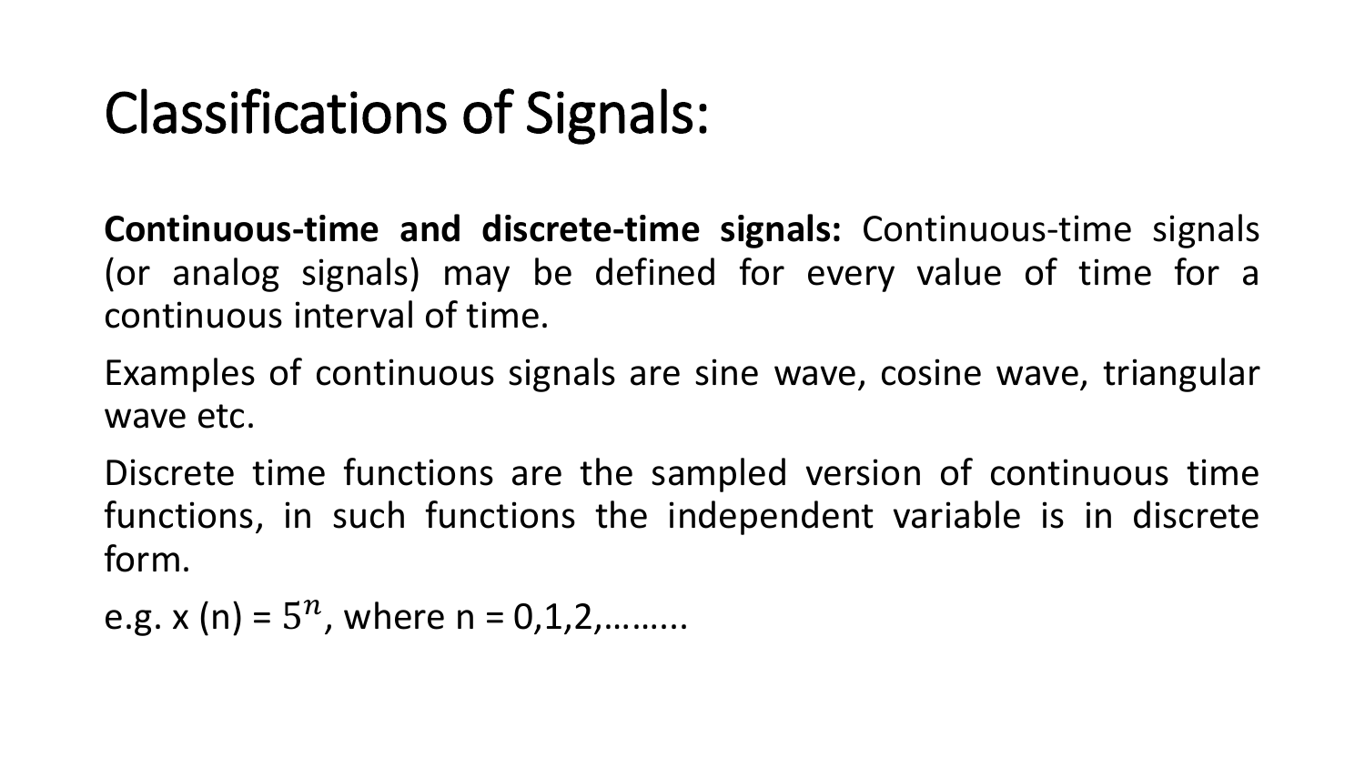# Classifications of Signals:

**Continuous-time and discrete-time signals:** Continuous-time signals (or analog signals) may be defined for every value of time for a continuous interval of time.

Examples of continuous signals are sine wave, cosine wave, triangular wave etc.

Discrete time functions are the sampled version of continuous time functions, in such functions the independent variable is in discrete form.

e.g. x (n) = $5^n$, where n = 0,1,2,……...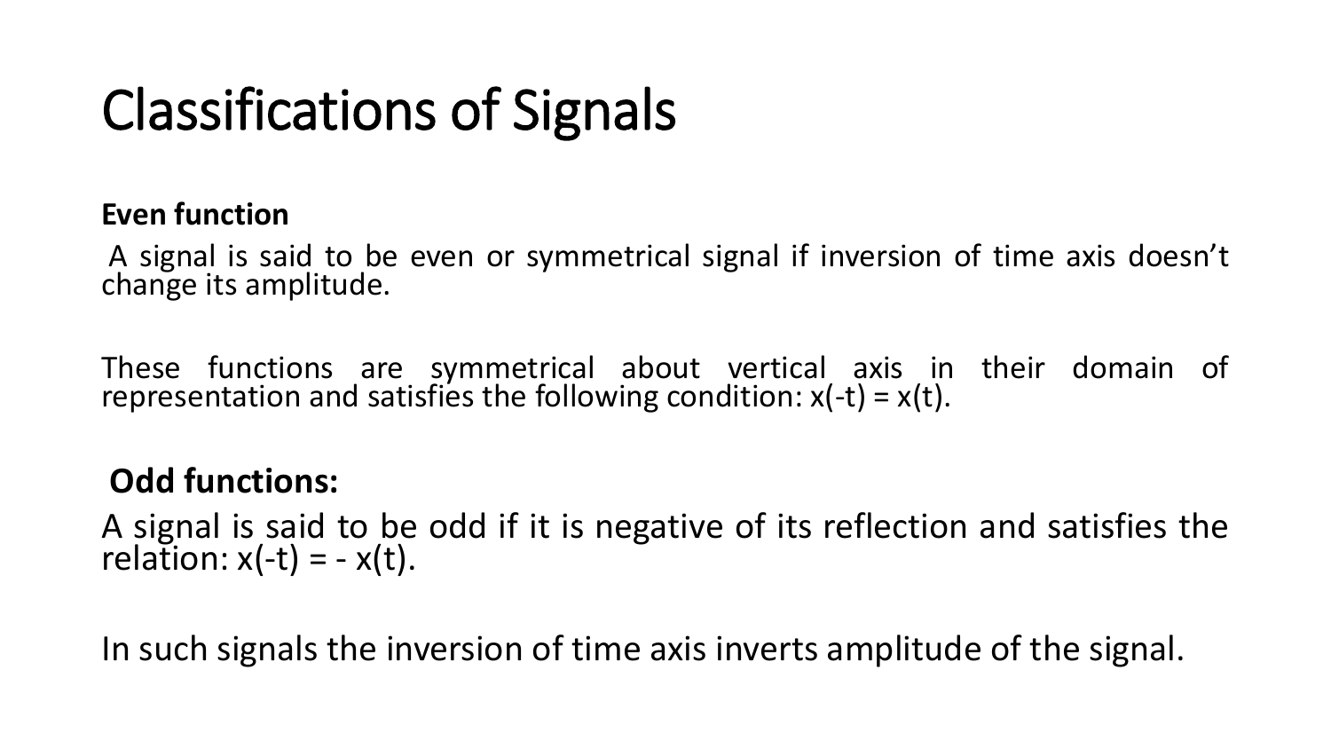# Classifications of Signals

**Even function**

A signal is said to be even or symmetrical signal if inversion of time axis doesn't change its amplitude.

These functions are symmetrical about vertical axis in their domain of representation and satisfies the following condition: $x(-t) = x(t)$.

**Odd functions:**

A signal is said to be odd if it is negative of its reflection and satisfies the relation: $x(-t) = -x(t)$.

In such signals the inversion of time axis inverts amplitude of the signal.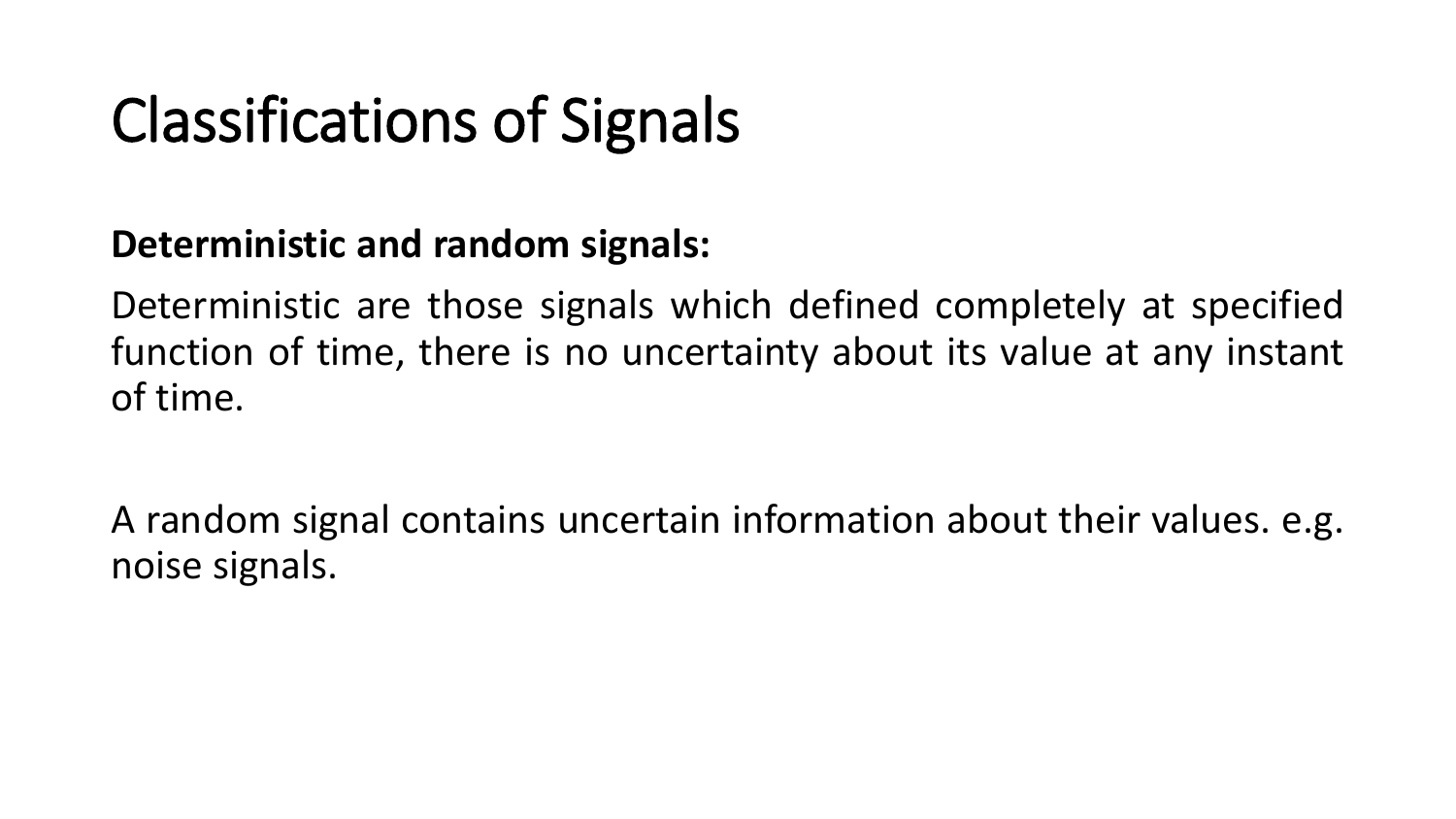# Classifications of Signals

**Deterministic and random signals:**

Deterministic are those signals which defined completely at specified function of time, there is no uncertainty about its value at any instant of time.

A random signal contains uncertain information about their values. e.g. noise signals.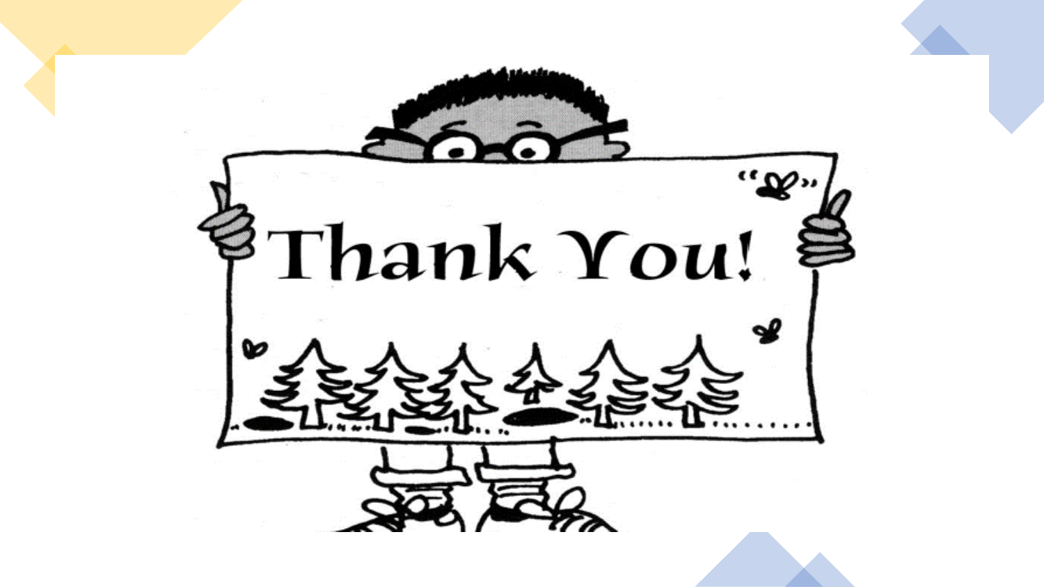Thank You!